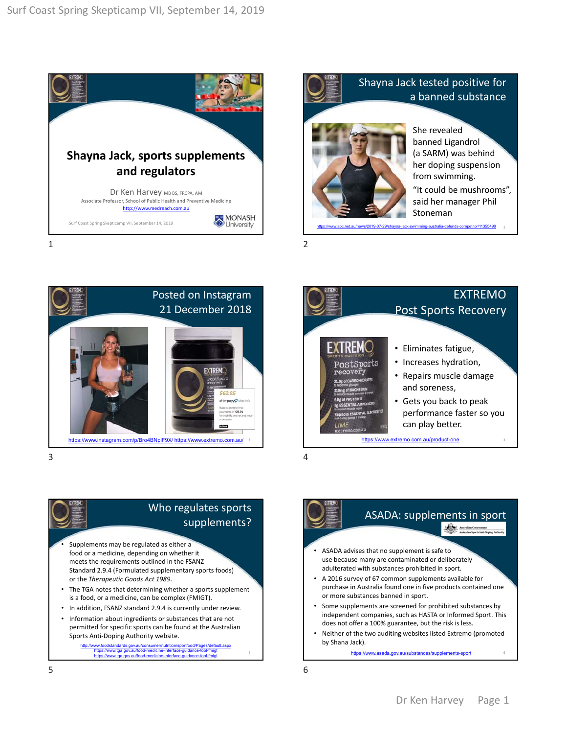## Shayna Jack, sports supplements and regulators

Dr Ken Harvey MB BS, FRCPA, AM

Associate Professor, School of Public Health and Preventive Medicine

http://www.medreach.com.au

Surf Coast Spring Skepticamp VII, September 14, 2019

MONASH University

1

## Shayna Jack tested positive for a banned substance

She revealed banned Ligandrol (a SARM) was behind her doping suspension from swimming.

"It could be mushrooms", said her manager Phil Stoneman

https://www.abc.net.au/news/2019-07-29/shayna-jack-swimming-australia-defends-competitor/11355498

2

## Posted on Instagram 21 December 2018

https://www.instagram.com/p/Bro4BNplF9X/ https://www.extremo.com.au/

3

## EXTREMO Post Sports Recovery

- Eliminates fatigue,
- Increases hydration,
- Repairs muscle damage and soreness,
- Gets you back to peak performance faster so you can play better.

https://www.extremo.com.au/product-one

4

## Who regulates sports supplements?

- Supplements may be regulated as either a food or a medicine, depending on whether it meets the requirements outlined in the FSANZ Standard 2.9.4 (Formulated supplementary sports foods) or the *Therapeutic Goods Act 1989*.
- The TGA notes that determining whether a sports supplement is a food, or a medicine, can be complex (FMIGT).
- In addition, FSANZ standard 2.9.4 is currently under review.
- Information about ingredients or substances that are not permitted for specific sports can be found at the Australian Sports Anti-Doping Authority website.

http://www.foodstandards.gov.au/consumer/nutrition/sportfood/Pages/default.aspx
https://www.tga.gov.au/food-medicine-interface-guidance-tool-fmigt
https://www.tga.gov.au/food-medicine-interface-guidance-tool-fmigt

5

## ASADA: supplements in sport

- ASADA advises that no supplement is safe to use because many are contaminated or deliberately adulterated with substances prohibited in sport.
- A 2016 survey of 67 common supplements available for purchase in Australia found one in five products contained one or more substances banned in sport.
- Some supplements are screened for prohibited substances by independent companies, such as HASTA or Informed Sport. This does not offer a 100% guarantee, but the risk is less.
- Neither of the two auditing websites listed Extremo (promoted by Shana Jack).

https://www.asada.gov.au/substances/supplements-sport

6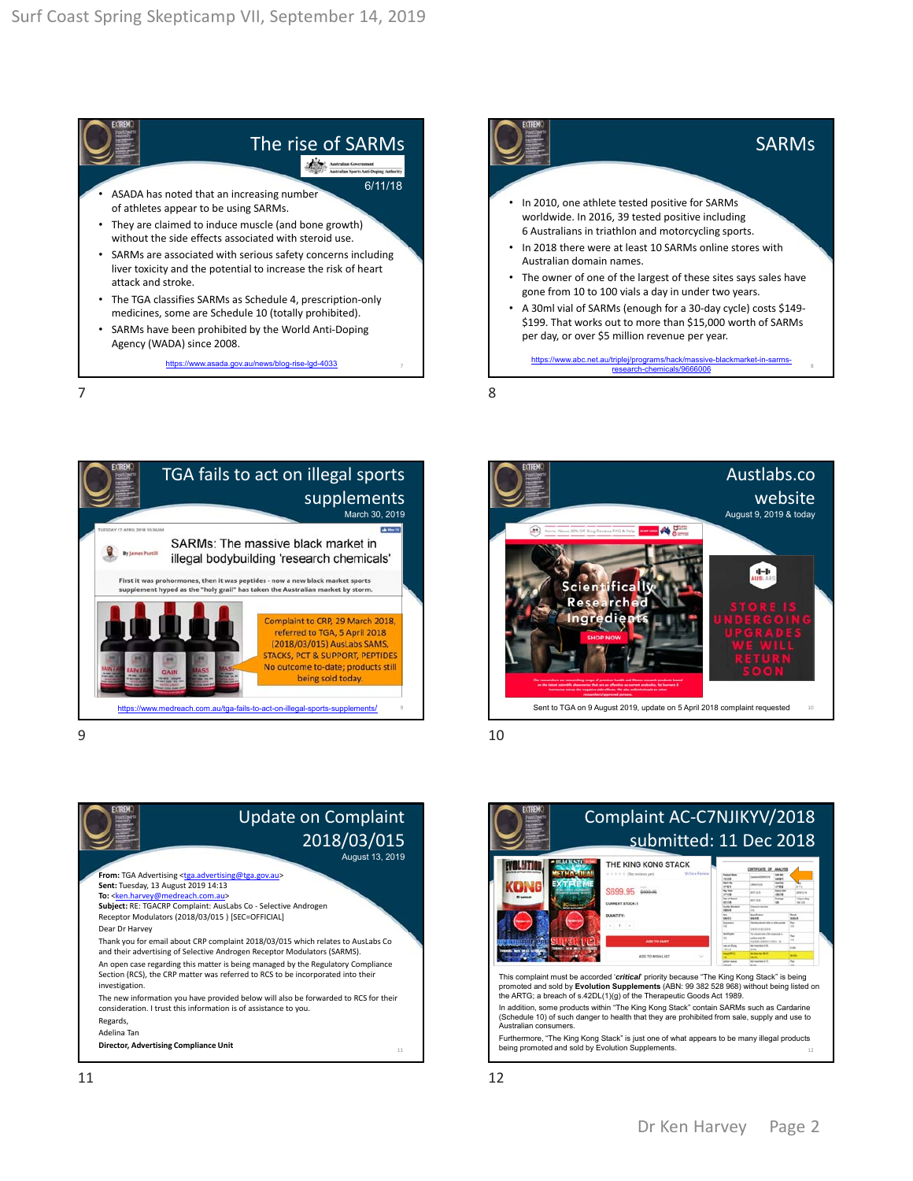## The rise of SARMs

Australian Government – Australian Sports Anti-Doping Authority

6/11/18

- ASADA has noted that an increasing number of athletes appear to be using SARMs.
- They are claimed to induce muscle (and bone growth) without the side effects associated with steroid use.
- SARMs are associated with serious safety concerns including liver toxicity and the potential to increase the risk of heart attack and stroke.
- The TGA classifies SARMs as Schedule 4, prescription-only medicines, some are Schedule 10 (totally prohibited).
- SARMs have been prohibited by the World Anti-Doping Agency (WADA) since 2008.

https://www.asada.gov.au/news/blog-rise-lgd-4033

## SARMs

- In 2010, one athlete tested positive for SARMs worldwide. In 2016, 39 tested positive including 6 Australians in triathlon and motorcycling sports.
- In 2018 there were at least 10 SARMs online stores with Australian domain names.
- The owner of one of the largest of these sites says sales have gone from 10 to 100 vials a day in under two years.
- A 30ml vial of SARMs (enough for a 30-day cycle) costs $149-$199. That works out to more than $15,000 worth of SARMs per day, or over $5 million revenue per year.

https://www.abc.net.au/triplej/programs/hack/massive-blackmarket-in-sarms-research-chemicals/9666006

## TGA fails to act on illegal sports supplements

March 30, 2019

SARMs: The massive black market in illegal bodybuilding 'research chemicals'

By James Purtill

First it was prohormones, then it was peptides - now a new black market sports supplement hyped as the "holy grail" has taken the Australian market by storm.

Complaint to CRP, 29 March 2018, referred to TGA, 5 April 2018 (2018/03/015) AusLabs SAMS, STACKS, PCT & SUPPORT, PEPTIDES. No outcome to-date; products still being sold today.

https://www.medreach.com.au/tga-fails-to-act-on-illegal-sports-supplements/

## Austlabs.co website

August 9, 2019 & today

Scientifically Researched Ingredients

SHOP NOW

STORE IS UNDERGOING UPGRADES WE WILL RETURN SOON

Sent to TGA on 9 August 2019, update on 5 April 2018 complaint requested

## Update on Complaint 2018/03/015

August 13, 2019

**From:** TGA Advertising <tga.advertising@tga.gov.au>
**Sent:** Tuesday, 13 August 2019 14:13
**To:** <ken.harvey@medreach.com.au>
**Subject:** RE: TGACRP Complaint: AusLabs Co - Selective Androgen Receptor Modulators (2018/03/015 ) [SEC=OFFICIAL]

Dear Dr Harvey

Thank you for email about CRP complaint 2018/03/015 which relates to AusLabs Co and their advertising of Selective Androgen Receptor Modulators (SARMS).

An open case regarding this matter is being managed by the Regulatory Compliance Section (RCS), the CRP matter was referred to RCS to be incorporated into their investigation.

The new information you have provided below will also be forwarded to RCS for their consideration. I trust this information is of assistance to you.

Regards,

Adelina Tan

**Director, Advertising Compliance Unit**

## Complaint AC-C7NJIKYV/2018 submitted: 11 Dec 2018

THE KING KONG STACK

$999.95

This complaint must be accorded '***critical***' priority because "The King Kong Stack" is being promoted and sold by **Evolution Supplements** (ABN: 99 382 528 968) without being listed on the ARTG; a breach of s.42DL(1)(g) of the Therapeutic Goods Act 1989.

In addition, some products within "The King Kong Stack" contain SARMs such as Cardarine (Schedule 10) of such danger to health that they are prohibited from sale, supply and use to Australian consumers.

Furthermore, "The King Kong Stack" is just one of what appears to be many illegal products being promoted and sold by Evolution Supplements.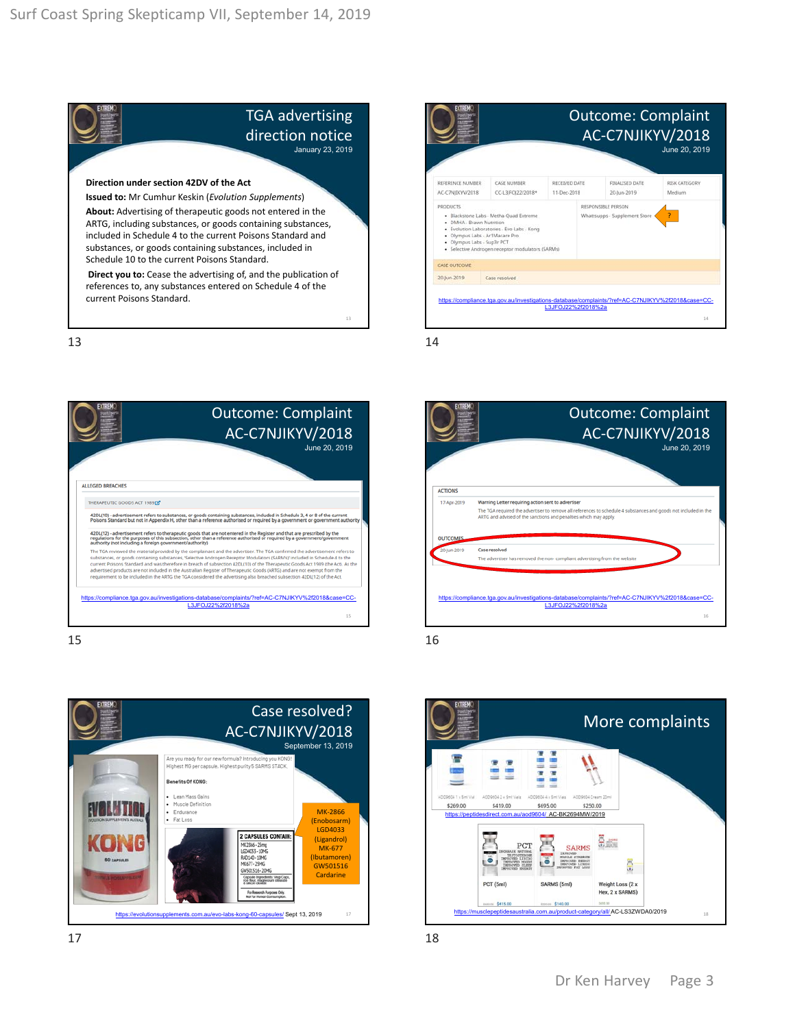## TGA advertising direction notice

January 23, 2019

**Direction under section 42DV of the Act**

**Issued to:** Mr Cumhur Keskin (*Evolution Supplements*)

**About:** Advertising of therapeutic goods not entered in the ARTG, including substances, or goods containing substances, included in Schedule 4 to the current Poisons Standard and substances, or goods containing substances, included in Schedule 10 to the current Poisons Standard.

**Direct you to:** Cease the advertising of, and the publication of references to, any substances entered on Schedule 4 of the current Poisons Standard.

13

## Outcome: Complaint AC-C7NJIKYV/2018

June 20, 2019

| REFERENCE NUMBER | CASE NUMBER | RECEIVED DATE | FINALISED DATE | RISK CATEGORY |
|---|---|---|---|---|
| AC-C7NJIKYV/2018 | CC-L3JFOJ22/2018* | 11-Dec-2018 | 20-Jun-2019 | Medium |

PRODUCTS
- Blackstone Labs - Metha-Quad Extreme
- DMHA - Brawn Nutrition
- Evolution Laboratories - Evo Labs - Kong
- Olympus Labs - Ar1Macare Pro
- Olympus Labs - Sup3r PCT
- Selective Androgen receptor modulators (SARMs)

RESPONSIBLE PERSON: Whatsupps - Supplement Store ?

CASE OUTCOME: 20 Jun 2019 Case resolved

https://compliance.tga.gov.au/investigations-database/complaints/?ref=AC-C7NJIKYV%2f2018&case=CC-L3JFOJ22%2f2018%2a

14

## Outcome: Complaint AC-C7NJIKYV/2018

June 20, 2019

ALLEGED BREACHES

THERAPEUTIC GOODS ACT 1989

42DL(10) - advertisement refers to substances, or goods containing substances, included in Schedule 3, 4 or 8 of the current Poisons Standard but not in Appendix H, other than a reference authorised or required by a government or government authority

42DL(12) - advertisement refers to therapeutic goods that are not entered in the Register and that are prescribed by the regulations for the purposes of this subsection, other than a reference authorised or required by a government/government authority (not including a foreign government/authority)

The TGA reviewed the material provided by the complainant and the advertiser. The TGA confirmed the advertisement refers to substances, or goods containing substances, 'Selective Androgen Receptor Modulators (SARMs)' included in Schedule 4 to the current Poisons Standard and was therefore in breach of subsection 42DL(10) of the Therapeutic Goods Act 1989 (the Act). As the advertised products are not included in the Australian Register of Therapeutic Goods (ARTG) and are not exempt from the requirement to be included in the ARTG the TGA considered the advertising also breached subsection 42DL(12) of the Act.

https://compliance.tga.gov.au/investigations-database/complaints/?ref=AC-C7NJIKYV%2f2018&case=CC-L3JFOJ22%2f2018%2a

15

## Outcome: Complaint AC-C7NJIKYV/2018

June 20, 2019

ACTIONS

17-Apr-2019 — Warning Letter requiring action sent to advertiser. The TGA required the advertiser to remove all references to schedule 4 substances and goods not included in the ARTG and advised of the sanctions and penalties which may apply.

OUTCOMES

20-Jun-2019 — Case resolved. The advertiser has removed the non-compliant advertising from the website

https://compliance.tga.gov.au/investigations-database/complaints/?ref=AC-C7NJIKYV%2f2018&case=CC-L3JFOJ22%2f2018%2a

16

## Case resolved? AC-C7NJIKYV/2018

September 13, 2019

Are you ready for our new formula? Introducing you KONG! Highest MG per capsule. Highest purity 5 SARMS STACK.

Benefits Of KONG:
- Lean Mass Gains
- Muscle Definition
- Endurance
- Fat Loss

2 CAPSULES CONTAIN: MK2866 - 25mg, LGD4033 - 10MG, RAD140 - 10MG, MK677 - 25MG, GW501516 - 20MG

MK-2866 (Enobosarm) LGD4033 (Ligandrol) MK-677 (Ibutamoren) GW501516 Cardarine

https://evolutionsupplements.com.au/evo-labs-kong-60-capsules/ Sept 13, 2019

17

## More complaints

AOD9604 1 x 5ml Vial $269.00; AOD9604 2 x 5ml Vials $419.00; AOD9604 4 x 5ml Vials $695.00; AOD9604 Cream 20ml $250.00

https://peptidesdirect.com.au/aod9604/ AC-BK2694MW/2019

PCT (5ml) $415.00; SARMS (5ml) $140.00; Weight Loss (2 x Hex, 2 x SARMS)

https://musclepeptidesaustralia.com.au/product-category/all/ AC-LS3ZWDA0/2019

18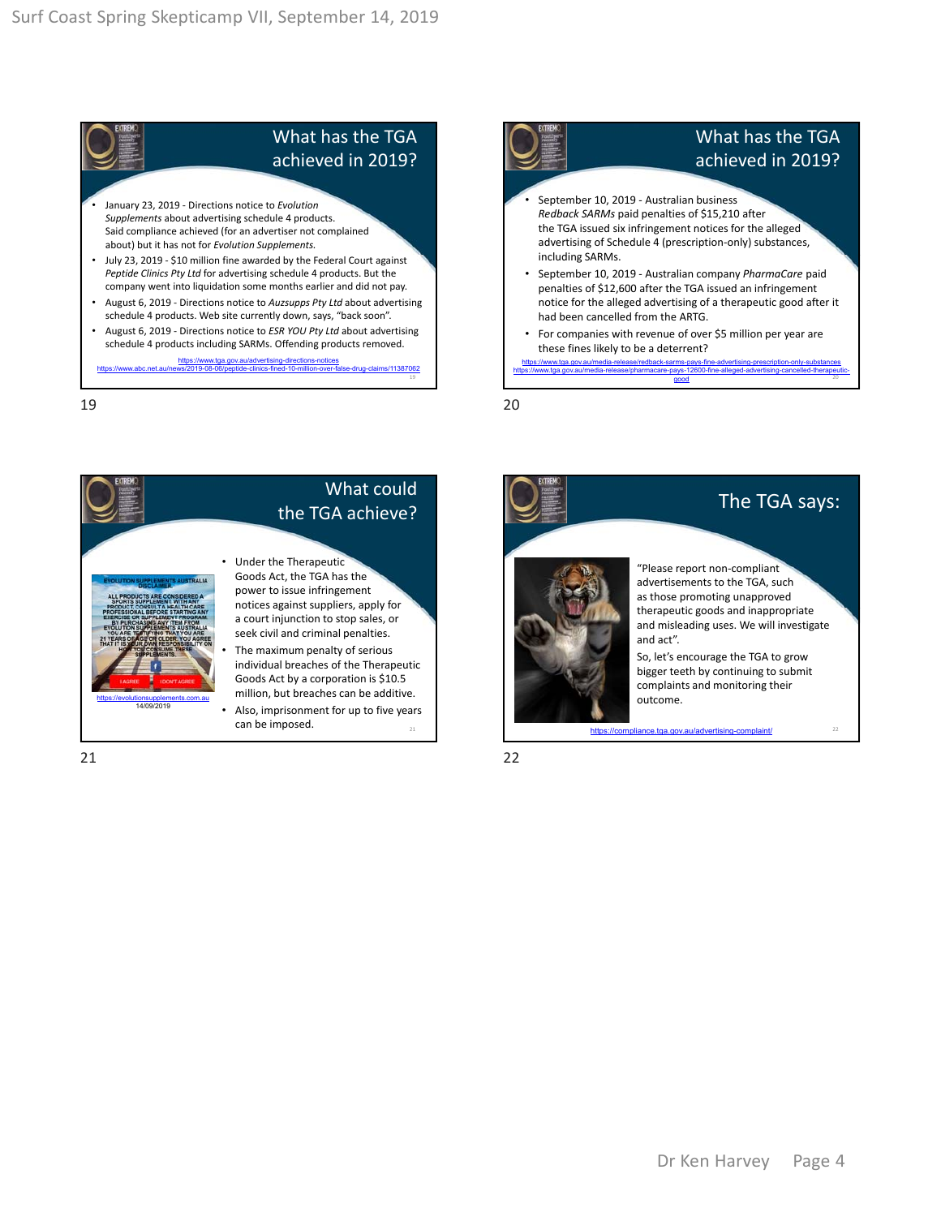## What has the TGA achieved in 2019?

- January 23, 2019 - Directions notice to *Evolution Supplements* about advertising schedule 4 products. Said compliance achieved (for an advertiser not complained about) but it has not for *Evolution Supplements*.
- July 23, 2019 - $10 million fine awarded by the Federal Court against *Peptide Clinics Pty Ltd* for advertising schedule 4 products. But the company went into liquidation some months earlier and did not pay.
- August 6, 2019 - Directions notice to *Auzsupps Pty Ltd* about advertising schedule 4 products. Web site currently down, says, "back soon".
- August 6, 2019 - Directions notice to *ESR YOU Pty Ltd* about advertising schedule 4 products including SARMs. Offending products removed.

https://www.tga.gov.au/advertising-directions-notices
https://www.abc.net.au/news/2019-08-06/peptide-clinics-fined-10-million-over-false-drug-claims/11387062

## What has the TGA achieved in 2019?

- September 10, 2019 - Australian business *Redback SARMs* paid penalties of $15,210 after the TGA issued six infringement notices for the alleged advertising of Schedule 4 (prescription-only) substances, including SARMs.
- September 10, 2019 - Australian company *PharmaCare* paid penalties of $12,600 after the TGA issued an infringement notice for the alleged advertising of a therapeutic good after it had been cancelled from the ARTG.
- For companies with revenue of over $5 million per year are these fines likely to be a deterrent?

https://www.tga.gov.au/media-release/redback-sarms-pays-fine-advertising-prescription-only-substances
https://www.tga.gov.au/media-release/pharmacare-pays-12600-fine-alleged-advertising-cancelled-therapeutic-good

## What could the TGA achieve?

https://evolutionsupplements.com.au
14/09/2019

- Under the Therapeutic Goods Act, the TGA has the power to issue infringement notices against suppliers, apply for a court injunction to stop sales, or seek civil and criminal penalties.
- The maximum penalty of serious individual breaches of the Therapeutic Goods Act by a corporation is $10.5 million, but breaches can be additive.
- Also, imprisonment for up to five years can be imposed.

## The TGA says:

"Please report non-compliant advertisements to the TGA, such as those promoting unapproved therapeutic goods and inappropriate and misleading uses. We will investigate and act".

So, let's encourage the TGA to grow bigger teeth by continuing to submit complaints and monitoring their outcome.

https://compliance.tga.gov.au/advertising-complaint/